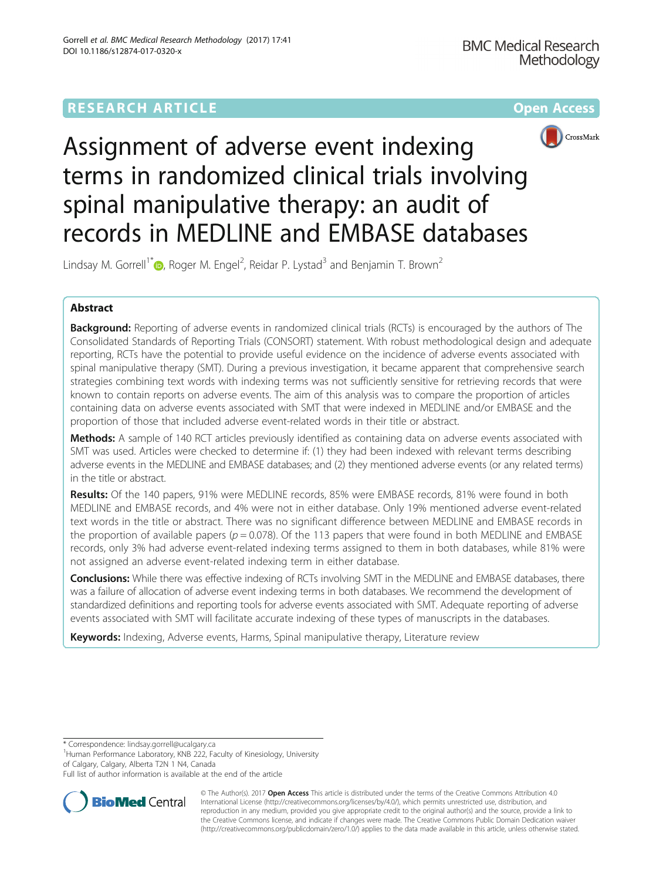RESEARCH ARTICLE

Open Access

# Assignment of adverse event indexing terms in randomized clinical trials involving spinal manipulative therapy: an audit of records in MEDLINE and EMBASE databases

Lindsay M. Gorrell[1*], Roger M. Engel[2], Reidar P. Lystad[3] and Benjamin T. Brown[2]

## Abstract

**Background:** Reporting of adverse events in randomized clinical trials (RCTs) is encouraged by the authors of The Consolidated Standards of Reporting Trials (CONSORT) statement. With robust methodological design and adequate reporting, RCTs have the potential to provide useful evidence on the incidence of adverse events associated with spinal manipulative therapy (SMT). During a previous investigation, it became apparent that comprehensive search strategies combining text words with indexing terms was not sufficiently sensitive for retrieving records that were known to contain reports on adverse events. The aim of this analysis was to compare the proportion of articles containing data on adverse events associated with SMT that were indexed in MEDLINE and/or EMBASE and the proportion of those that included adverse event-related words in their title or abstract.

**Methods:** A sample of 140 RCT articles previously identified as containing data on adverse events associated with SMT was used. Articles were checked to determine if: (1) they had been indexed with relevant terms describing adverse events in the MEDLINE and EMBASE databases; and (2) they mentioned adverse events (or any related terms) in the title or abstract.

**Results:** Of the 140 papers, 91% were MEDLINE records, 85% were EMBASE records, 81% were found in both MEDLINE and EMBASE records, and 4% were not in either database. Only 19% mentioned adverse event-related text words in the title or abstract. There was no significant difference between MEDLINE and EMBASE records in the proportion of available papers ($p = 0.078$). Of the 113 papers that were found in both MEDLINE and EMBASE records, only 3% had adverse event-related indexing terms assigned to them in both databases, while 81% were not assigned an adverse event-related indexing term in either database.

**Conclusions:** While there was effective indexing of RCTs involving SMT in the MEDLINE and EMBASE databases, there was a failure of allocation of adverse event indexing terms in both databases. We recommend the development of standardized definitions and reporting tools for adverse events associated with SMT. Adequate reporting of adverse events associated with SMT will facilitate accurate indexing of these types of manuscripts in the databases.

**Keywords:** Indexing, Adverse events, Harms, Spinal manipulative therapy, Literature review

* Correspondence: lindsay.gorrell@ucalgary.ca
[1]Human Performance Laboratory, KNB 222, Faculty of Kinesiology, University of Calgary, Calgary, Alberta T2N 1 N4, Canada
Full list of author information is available at the end of the article

© The Author(s). 2017 **Open Access** This article is distributed under the terms of the Creative Commons Attribution 4.0 International License (http://creativecommons.org/licenses/by/4.0/), which permits unrestricted use, distribution, and reproduction in any medium, provided you give appropriate credit to the original author(s) and the source, provide a link to the Creative Commons license, and indicate if changes were made. The Creative Commons Public Domain Dedication waiver (http://creativecommons.org/publicdomain/zero/1.0/) applies to the data made available in this article, unless otherwise stated.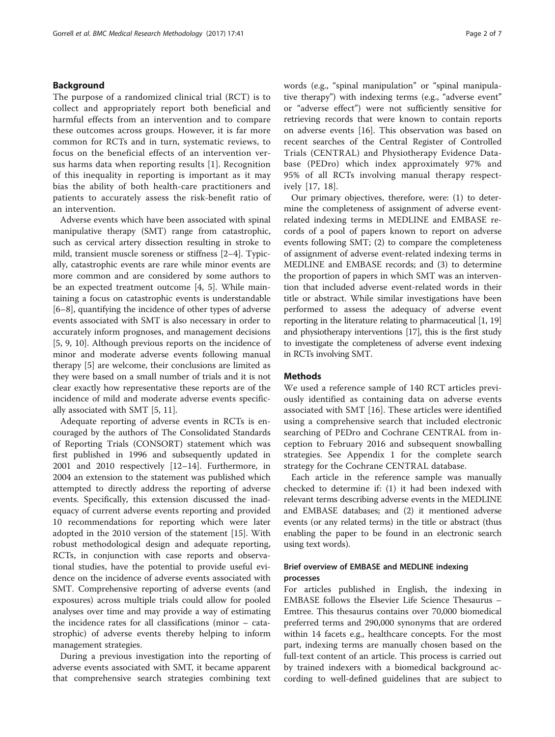## Background

The purpose of a randomized clinical trial (RCT) is to collect and appropriately report both beneficial and harmful effects from an intervention and to compare these outcomes across groups. However, it is far more common for RCTs and in turn, systematic reviews, to focus on the beneficial effects of an intervention versus harms data when reporting results [1]. Recognition of this inequality in reporting is important as it may bias the ability of both health-care practitioners and patients to accurately assess the risk-benefit ratio of an intervention.

Adverse events which have been associated with spinal manipulative therapy (SMT) range from catastrophic, such as cervical artery dissection resulting in stroke to mild, transient muscle soreness or stiffness [2–4]. Typically, catastrophic events are rare while minor events are more common and are considered by some authors to be an expected treatment outcome [4, 5]. While maintaining a focus on catastrophic events is understandable [6–8], quantifying the incidence of other types of adverse events associated with SMT is also necessary in order to accurately inform prognoses, and management decisions [5, 9, 10]. Although previous reports on the incidence of minor and moderate adverse events following manual therapy [5] are welcome, their conclusions are limited as they were based on a small number of trials and it is not clear exactly how representative these reports are of the incidence of mild and moderate adverse events specifically associated with SMT [5, 11].

Adequate reporting of adverse events in RCTs is encouraged by the authors of The Consolidated Standards of Reporting Trials (CONSORT) statement which was first published in 1996 and subsequently updated in 2001 and 2010 respectively [12–14]. Furthermore, in 2004 an extension to the statement was published which attempted to directly address the reporting of adverse events. Specifically, this extension discussed the inadequacy of current adverse events reporting and provided 10 recommendations for reporting which were later adopted in the 2010 version of the statement [15]. With robust methodological design and adequate reporting, RCTs, in conjunction with case reports and observational studies, have the potential to provide useful evidence on the incidence of adverse events associated with SMT. Comprehensive reporting of adverse events (and exposures) across multiple trials could allow for pooled analyses over time and may provide a way of estimating the incidence rates for all classifications (minor – catastrophic) of adverse events thereby helping to inform management strategies.

During a previous investigation into the reporting of adverse events associated with SMT, it became apparent that comprehensive search strategies combining text words (e.g., "spinal manipulation" or "spinal manipulative therapy") with indexing terms (e.g., "adverse event" or "adverse effect") were not sufficiently sensitive for retrieving records that were known to contain reports on adverse events [16]. This observation was based on recent searches of the Central Register of Controlled Trials (CENTRAL) and Physiotherapy Evidence Database (PEDro) which index approximately 97% and 95% of all RCTs involving manual therapy respectively [17, 18].

Our primary objectives, therefore, were: (1) to determine the completeness of assignment of adverse event-related indexing terms in MEDLINE and EMBASE records of a pool of papers known to report on adverse events following SMT; (2) to compare the completeness of assignment of adverse event-related indexing terms in MEDLINE and EMBASE records; and (3) to determine the proportion of papers in which SMT was an intervention that included adverse event-related words in their title or abstract. While similar investigations have been performed to assess the adequacy of adverse event reporting in the literature relating to pharmaceutical [1, 19] and physiotherapy interventions [17], this is the first study to investigate the completeness of adverse event indexing in RCTs involving SMT.

## Methods

We used a reference sample of 140 RCT articles previously identified as containing data on adverse events associated with SMT [16]. These articles were identified using a comprehensive search that included electronic searching of PEDro and Cochrane CENTRAL from inception to February 2016 and subsequent snowballing strategies. See Appendix 1 for the complete search strategy for the Cochrane CENTRAL database.

Each article in the reference sample was manually checked to determine if: (1) it had been indexed with relevant terms describing adverse events in the MEDLINE and EMBASE databases; and (2) it mentioned adverse events (or any related terms) in the title or abstract (thus enabling the paper to be found in an electronic search using text words).

### Brief overview of EMBASE and MEDLINE indexing processes

For articles published in English, the indexing in EMBASE follows the Elsevier Life Science Thesaurus – Emtree. This thesaurus contains over 70,000 biomedical preferred terms and 290,000 synonyms that are ordered within 14 facets e.g., healthcare concepts. For the most part, indexing terms are manually chosen based on the full-text content of an article. This process is carried out by trained indexers with a biomedical background according to well-defined guidelines that are subject to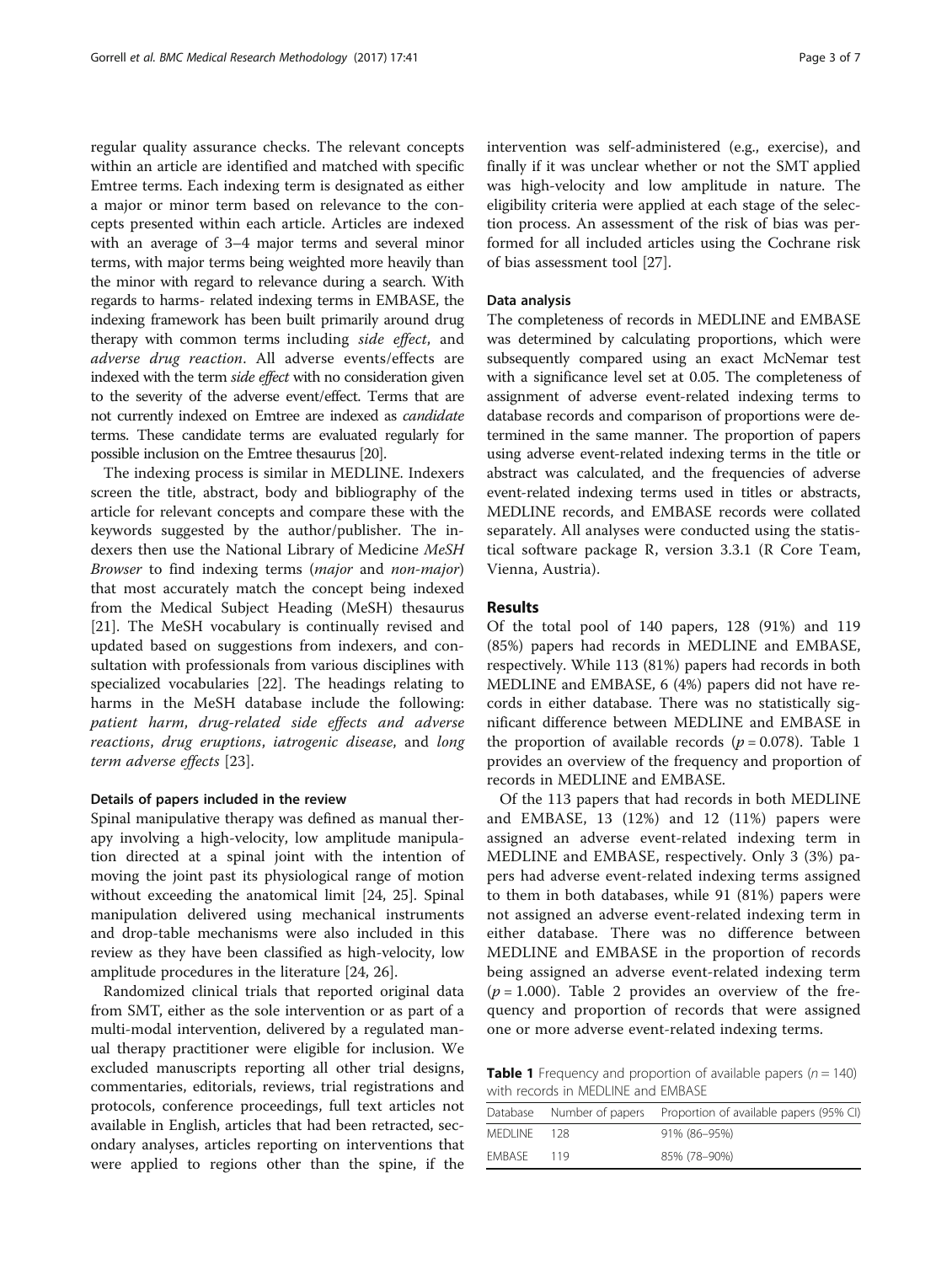regular quality assurance checks. The relevant concepts within an article are identified and matched with specific Emtree terms. Each indexing term is designated as either a major or minor term based on relevance to the concepts presented within each article. Articles are indexed with an average of 3–4 major terms and several minor terms, with major terms being weighted more heavily than the minor with regard to relevance during a search. With regards to harms- related indexing terms in EMBASE, the indexing framework has been built primarily around drug therapy with common terms including *side effect*, and *adverse drug reaction*. All adverse events/effects are indexed with the term *side effect* with no consideration given to the severity of the adverse event/effect. Terms that are not currently indexed on Emtree are indexed as *candidate* terms. These candidate terms are evaluated regularly for possible inclusion on the Emtree thesaurus [20].

The indexing process is similar in MEDLINE. Indexers screen the title, abstract, body and bibliography of the article for relevant concepts and compare these with the keywords suggested by the author/publisher. The indexers then use the National Library of Medicine *MeSH Browser* to find indexing terms (*major* and *non-major*) that most accurately match the concept being indexed from the Medical Subject Heading (MeSH) thesaurus [21]. The MeSH vocabulary is continually revised and updated based on suggestions from indexers, and consultation with professionals from various disciplines with specialized vocabularies [22]. The headings relating to harms in the MeSH database include the following: *patient harm*, *drug-related side effects and adverse reactions*, *drug eruptions*, *iatrogenic disease*, and *long term adverse effects* [23].

### Details of papers included in the review

Spinal manipulative therapy was defined as manual therapy involving a high-velocity, low amplitude manipulation directed at a spinal joint with the intention of moving the joint past its physiological range of motion without exceeding the anatomical limit [24, 25]. Spinal manipulation delivered using mechanical instruments and drop-table mechanisms were also included in this review as they have been classified as high-velocity, low amplitude procedures in the literature [24, 26].

Randomized clinical trials that reported original data from SMT, either as the sole intervention or as part of a multi-modal intervention, delivered by a regulated manual therapy practitioner were eligible for inclusion. We excluded manuscripts reporting all other trial designs, commentaries, editorials, reviews, trial registrations and protocols, conference proceedings, full text articles not available in English, articles that had been retracted, secondary analyses, articles reporting on interventions that were applied to regions other than the spine, if the intervention was self-administered (e.g., exercise), and finally if it was unclear whether or not the SMT applied was high-velocity and low amplitude in nature. The eligibility criteria were applied at each stage of the selection process. An assessment of the risk of bias was performed for all included articles using the Cochrane risk of bias assessment tool [27].

### Data analysis

The completeness of records in MEDLINE and EMBASE was determined by calculating proportions, which were subsequently compared using an exact McNemar test with a significance level set at 0.05. The completeness of assignment of adverse event-related indexing terms to database records and comparison of proportions were determined in the same manner. The proportion of papers using adverse event-related indexing terms in the title or abstract was calculated, and the frequencies of adverse event-related indexing terms used in titles or abstracts, MEDLINE records, and EMBASE records were collated separately. All analyses were conducted using the statistical software package R, version 3.3.1 (R Core Team, Vienna, Austria).

## Results

Of the total pool of 140 papers, 128 (91%) and 119 (85%) papers had records in MEDLINE and EMBASE, respectively. While 113 (81%) papers had records in both MEDLINE and EMBASE, 6 (4%) papers did not have records in either database. There was no statistically significant difference between MEDLINE and EMBASE in the proportion of available records ($p = 0.078$). Table 1 provides an overview of the frequency and proportion of records in MEDLINE and EMBASE.

Of the 113 papers that had records in both MEDLINE and EMBASE, 13 (12%) and 12 (11%) papers were assigned an adverse event-related indexing term in MEDLINE and EMBASE, respectively. Only 3 (3%) papers had adverse event-related indexing terms assigned to them in both databases, while 91 (81%) papers were not assigned an adverse event-related indexing term in either database. There was no difference between MEDLINE and EMBASE in the proportion of records being assigned an adverse event-related indexing term ($p = 1.000$). Table 2 provides an overview of the frequency and proportion of records that were assigned one or more adverse event-related indexing terms.

**Table 1** Frequency and proportion of available papers ($n = 140$) with records in MEDLINE and EMBASE

| Database | Number of papers | Proportion of available papers (95% CI) |
|---|---|---|
| MEDLINE | 128 | 91% (86–95%) |
| EMBASE | 119 | 85% (78–90%) |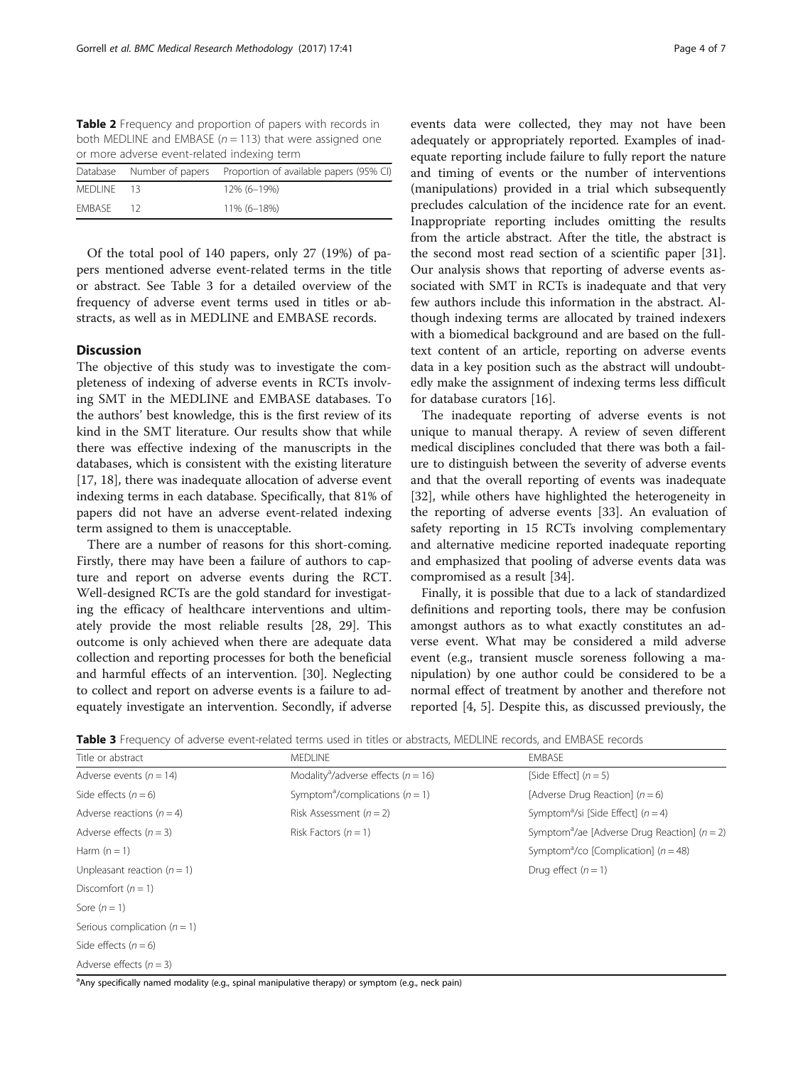**Table 2** Frequency and proportion of papers with records in both MEDLINE and EMBASE ($n = 113$) that were assigned one or more adverse event-related indexing term

| Database | Number of papers | Proportion of available papers (95% CI) |
|---|---|---|
| MEDLINE | 13 | 12% (6–19%) |
| EMBASE | 12 | 11% (6–18%) |

Of the total pool of 140 papers, only 27 (19%) of papers mentioned adverse event-related terms in the title or abstract. See Table 3 for a detailed overview of the frequency of adverse event terms used in titles or abstracts, as well as in MEDLINE and EMBASE records.

## Discussion

The objective of this study was to investigate the completeness of indexing of adverse events in RCTs involving SMT in the MEDLINE and EMBASE databases. To the authors' best knowledge, this is the first review of its kind in the SMT literature. Our results show that while there was effective indexing of the manuscripts in the databases, which is consistent with the existing literature [17, 18], there was inadequate allocation of adverse event indexing terms in each database. Specifically, that 81% of papers did not have an adverse event-related indexing term assigned to them is unacceptable.

There are a number of reasons for this short-coming. Firstly, there may have been a failure of authors to capture and report on adverse events during the RCT. Well-designed RCTs are the gold standard for investigating the efficacy of healthcare interventions and ultimately provide the most reliable results [28, 29]. This outcome is only achieved when there are adequate data collection and reporting processes for both the beneficial and harmful effects of an intervention. [30]. Neglecting to collect and report on adverse events is a failure to adequately investigate an intervention. Secondly, if adverse events data were collected, they may not have been adequately or appropriately reported. Examples of inadequate reporting include failure to fully report the nature and timing of events or the number of interventions (manipulations) provided in a trial which subsequently precludes calculation of the incidence rate for an event. Inappropriate reporting includes omitting the results from the article abstract. After the title, the abstract is the second most read section of a scientific paper [31]. Our analysis shows that reporting of adverse events associated with SMT in RCTs is inadequate and that very few authors include this information in the abstract. Although indexing terms are allocated by trained indexers with a biomedical background and are based on the full-text content of an article, reporting on adverse events data in a key position such as the abstract will undoubtedly make the assignment of indexing terms less difficult for database curators [16].

The inadequate reporting of adverse events is not unique to manual therapy. A review of seven different medical disciplines concluded that there was both a failure to distinguish between the severity of adverse events and that the overall reporting of events was inadequate [32], while others have highlighted the heterogeneity in the reporting of adverse events [33]. An evaluation of safety reporting in 15 RCTs involving complementary and alternative medicine reported inadequate reporting and emphasized that pooling of adverse events data was compromised as a result [34].

Finally, it is possible that due to a lack of standardized definitions and reporting tools, there may be confusion amongst authors as to what exactly constitutes an adverse event. What may be considered a mild adverse event (e.g., transient muscle soreness following a manipulation) by one author could be considered to be a normal effect of treatment by another and therefore not reported [4, 5]. Despite this, as discussed previously, the

**Table 3** Frequency of adverse event-related terms used in titles or abstracts, MEDLINE records, and EMBASE records

| Title or abstract | MEDLINE | EMBASE |
|---|---|---|
| Adverse events ($n = 14$) | Modality[a]/adverse effects ($n = 16$) | [Side Effect] ($n = 5$) |
| Side effects ($n = 6$) | Symptom[a]/complications ($n = 1$) | [Adverse Drug Reaction] ($n = 6$) |
| Adverse reactions ($n = 4$) | Risk Assessment ($n = 2$) | Symptom[a]/si [Side Effect] ($n = 4$) |
| Adverse effects ($n = 3$) | Risk Factors ($n = 1$) | Symptom[a]/ae [Adverse Drug Reaction] ($n = 2$) |
| Harm ($n = 1$) | | Symptom[a]/co [Complication] ($n = 48$) |
| Unpleasant reaction ($n = 1$) | | Drug effect ($n = 1$) |
| Discomfort ($n = 1$) | | |
| Sore ($n = 1$) | | |
| Serious complication ($n = 1$) | | |
| Side effects ($n = 6$) | | |
| Adverse effects ($n = 3$) | | |

[a]Any specifically named modality (e.g., spinal manipulative therapy) or symptom (e.g., neck pain)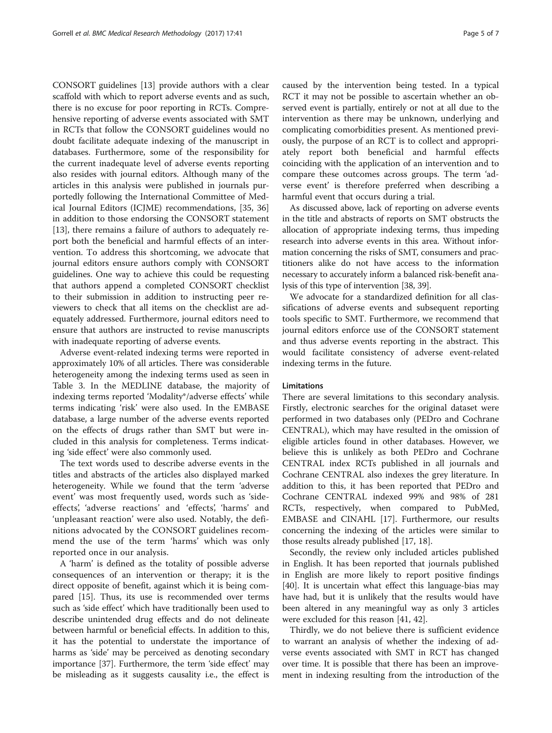CONSORT guidelines [13] provide authors with a clear scaffold with which to report adverse events and as such, there is no excuse for poor reporting in RCTs. Comprehensive reporting of adverse events associated with SMT in RCTs that follow the CONSORT guidelines would no doubt facilitate adequate indexing of the manuscript in databases. Furthermore, some of the responsibility for the current inadequate level of adverse events reporting also resides with journal editors. Although many of the articles in this analysis were published in journals purportedly following the International Committee of Medical Journal Editors (ICJME) recommendations, [35, 36] in addition to those endorsing the CONSORT statement [13], there remains a failure of authors to adequately report both the beneficial and harmful effects of an intervention. To address this shortcoming, we advocate that journal editors ensure authors comply with CONSORT guidelines. One way to achieve this could be requesting that authors append a completed CONSORT checklist to their submission in addition to instructing peer reviewers to check that all items on the checklist are adequately addressed. Furthermore, journal editors need to ensure that authors are instructed to revise manuscripts with inadequate reporting of adverse events.

Adverse event-related indexing terms were reported in approximately 10% of all articles. There was considerable heterogeneity among the indexing terms used as seen in Table 3. In the MEDLINE database, the majority of indexing terms reported 'Modality*/adverse effects' while terms indicating 'risk' were also used. In the EMBASE database, a large number of the adverse events reported on the effects of drugs rather than SMT but were included in this analysis for completeness. Terms indicating 'side effect' were also commonly used.

The text words used to describe adverse events in the titles and abstracts of the articles also displayed marked heterogeneity. While we found that the term 'adverse event' was most frequently used, words such as 'side-effects', 'adverse reactions' and 'effects', 'harms' and 'unpleasant reaction' were also used. Notably, the definitions advocated by the CONSORT guidelines recommend the use of the term 'harms' which was only reported once in our analysis.

A 'harm' is defined as the totality of possible adverse consequences of an intervention or therapy; it is the direct opposite of benefit, against which it is being compared [15]. Thus, its use is recommended over terms such as 'side effect' which have traditionally been used to describe unintended drug effects and do not delineate between harmful or beneficial effects. In addition to this, it has the potential to understate the importance of harms as 'side' may be perceived as denoting secondary importance [37]. Furthermore, the term 'side effect' may be misleading as it suggests causality i.e., the effect is caused by the intervention being tested. In a typical RCT it may not be possible to ascertain whether an observed event is partially, entirely or not at all due to the intervention as there may be unknown, underlying and complicating comorbidities present. As mentioned previously, the purpose of an RCT is to collect and appropriately report both beneficial and harmful effects coinciding with the application of an intervention and to compare these outcomes across groups. The term 'adverse event' is therefore preferred when describing a harmful event that occurs during a trial.

As discussed above, lack of reporting on adverse events in the title and abstracts of reports on SMT obstructs the allocation of appropriate indexing terms, thus impeding research into adverse events in this area. Without information concerning the risks of SMT, consumers and practitioners alike do not have access to the information necessary to accurately inform a balanced risk-benefit analysis of this type of intervention [38, 39].

We advocate for a standardized definition for all classifications of adverse events and subsequent reporting tools specific to SMT. Furthermore, we recommend that journal editors enforce use of the CONSORT statement and thus adverse events reporting in the abstract. This would facilitate consistency of adverse event-related indexing terms in the future.

### Limitations

There are several limitations to this secondary analysis. Firstly, electronic searches for the original dataset were performed in two databases only (PEDro and Cochrane CENTRAL), which may have resulted in the omission of eligible articles found in other databases. However, we believe this is unlikely as both PEDro and Cochrane CENTRAL index RCTs published in all journals and Cochrane CENTRAL also indexes the grey literature. In addition to this, it has been reported that PEDro and Cochrane CENTRAL indexed 99% and 98% of 281 RCTs, respectively, when compared to PubMed, EMBASE and CINAHL [17]. Furthermore, our results concerning the indexing of the articles were similar to those results already published [17, 18].

Secondly, the review only included articles published in English. It has been reported that journals published in English are more likely to report positive findings [40]. It is uncertain what effect this language-bias may have had, but it is unlikely that the results would have been altered in any meaningful way as only 3 articles were excluded for this reason [41, 42].

Thirdly, we do not believe there is sufficient evidence to warrant an analysis of whether the indexing of adverse events associated with SMT in RCT has changed over time. It is possible that there has been an improvement in indexing resulting from the introduction of the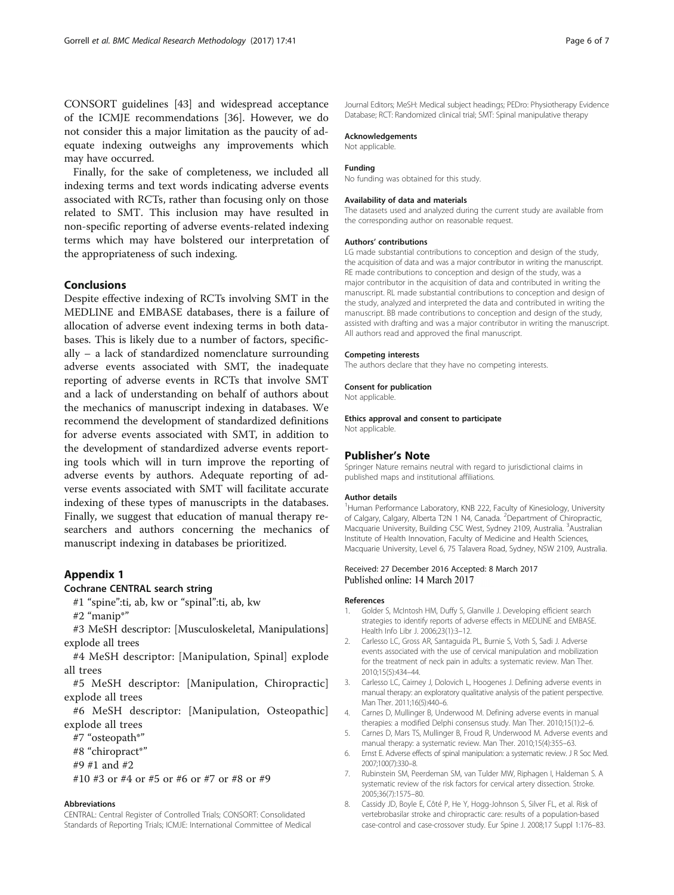CONSORT guidelines [43] and widespread acceptance of the ICMJE recommendations [36]. However, we do not consider this a major limitation as the paucity of adequate indexing outweighs any improvements which may have occurred.

Finally, for the sake of completeness, we included all indexing terms and text words indicating adverse events associated with RCTs, rather than focusing only on those related to SMT. This inclusion may have resulted in non-specific reporting of adverse events-related indexing terms which may have bolstered our interpretation of the appropriateness of such indexing.

## Conclusions

Despite effective indexing of RCTs involving SMT in the MEDLINE and EMBASE databases, there is a failure of allocation of adverse event indexing terms in both databases. This is likely due to a number of factors, specifically – a lack of standardized nomenclature surrounding adverse events associated with SMT, the inadequate reporting of adverse events in RCTs that involve SMT and a lack of understanding on behalf of authors about the mechanics of manuscript indexing in databases. We recommend the development of standardized definitions for adverse events associated with SMT, in addition to the development of standardized adverse events reporting tools which will in turn improve the reporting of adverse events by authors. Adequate reporting of adverse events associated with SMT will facilitate accurate indexing of these types of manuscripts in the databases. Finally, we suggest that education of manual therapy researchers and authors concerning the mechanics of manuscript indexing in databases be prioritized.

## Appendix 1

### Cochrane CENTRAL search string

#1 "spine":ti, ab, kw or "spinal":ti, ab, kw

#2 "manip*"

#3 MeSH descriptor: [Musculoskeletal, Manipulations] explode all trees

#4 MeSH descriptor: [Manipulation, Spinal] explode all trees

#5 MeSH descriptor: [Manipulation, Chiropractic] explode all trees

#6 MeSH descriptor: [Manipulation, Osteopathic] explode all trees

#7 "osteopath*"

#8 "chiropract*"

#9 #1 and #2

#10 #3 or #4 or #5 or #6 or #7 or #8 or #9

#### Abbreviations

CENTRAL: Central Register of Controlled Trials; CONSORT: Consolidated Standards of Reporting Trials; ICMJE: International Committee of Medical Journal Editors; MeSH: Medical subject headings; PEDro: Physiotherapy Evidence Database; RCT: Randomized clinical trial; SMT: Spinal manipulative therapy

#### Acknowledgements

Not applicable.

#### Funding

No funding was obtained for this study.

#### Availability of data and materials

The datasets used and analyzed during the current study are available from the corresponding author on reasonable request.

#### Authors' contributions

LG made substantial contributions to conception and design of the study, the acquisition of data and was a major contributor in writing the manuscript. RE made contributions to conception and design of the study, was a major contributor in the acquisition of data and contributed in writing the manuscript. RL made substantial contributions to conception and design of the study, analyzed and interpreted the data and contributed in writing the manuscript. BB made contributions to conception and design of the study, assisted with drafting and was a major contributor in writing the manuscript. All authors read and approved the final manuscript.

#### Competing interests

The authors declare that they have no competing interests.

#### Consent for publication

Not applicable.

#### Ethics approval and consent to participate

Not applicable.

## Publisher's Note

Springer Nature remains neutral with regard to jurisdictional claims in published maps and institutional affiliations.

#### Author details

[1]Human Performance Laboratory, KNB 222, Faculty of Kinesiology, University of Calgary, Calgary, Alberta T2N 1 N4, Canada. [2]Department of Chiropractic, Macquarie University, Building C5C West, Sydney 2109, Australia. [3]Australian Institute of Health Innovation, Faculty of Medicine and Health Sciences, Macquarie University, Level 6, 75 Talavera Road, Sydney, NSW 2109, Australia.

Received: 27 December 2016 Accepted: 8 March 2017
Published online: 14 March 2017

#### References

1. Golder S, McIntosh HM, Duffy S, Glanville J. Developing efficient search strategies to identify reports of adverse effects in MEDLINE and EMBASE. Health Info Libr J. 2006;23(1):3–12.
2. Carlesso LC, Gross AR, Santaguida PL, Burnie S, Voth S, Sadi J. Adverse events associated with the use of cervical manipulation and mobilization for the treatment of neck pain in adults: a systematic review. Man Ther. 2010;15(5):434–44.
3. Carlesso LC, Cairney J, Dolovich L, Hoogenes J. Defining adverse events in manual therapy: an exploratory qualitative analysis of the patient perspective. Man Ther. 2011;16(5):440–6.
4. Carnes D, Mullinger B, Underwood M. Defining adverse events in manual therapies: a modified Delphi consensus study. Man Ther. 2010;15(1):2–6.
5. Carnes D, Mars TS, Mullinger B, Froud R, Underwood M. Adverse events and manual therapy: a systematic review. Man Ther. 2010;15(4):355–63.
6. Ernst E. Adverse effects of spinal manipulation: a systematic review. J R Soc Med. 2007;100(7):330–8.
7. Rubinstein SM, Peerdeman SM, van Tulder MW, Riphagen I, Haldeman S. A systematic review of the risk factors for cervical artery dissection. Stroke. 2005;36(7):1575–80.
8. Cassidy JD, Boyle E, Côté P, He Y, Hogg-Johnson S, Silver FL, et al. Risk of vertebrobasilar stroke and chiropractic care: results of a population-based case-control and case-crossover study. Eur Spine J. 2008;17 Suppl 1:176–83.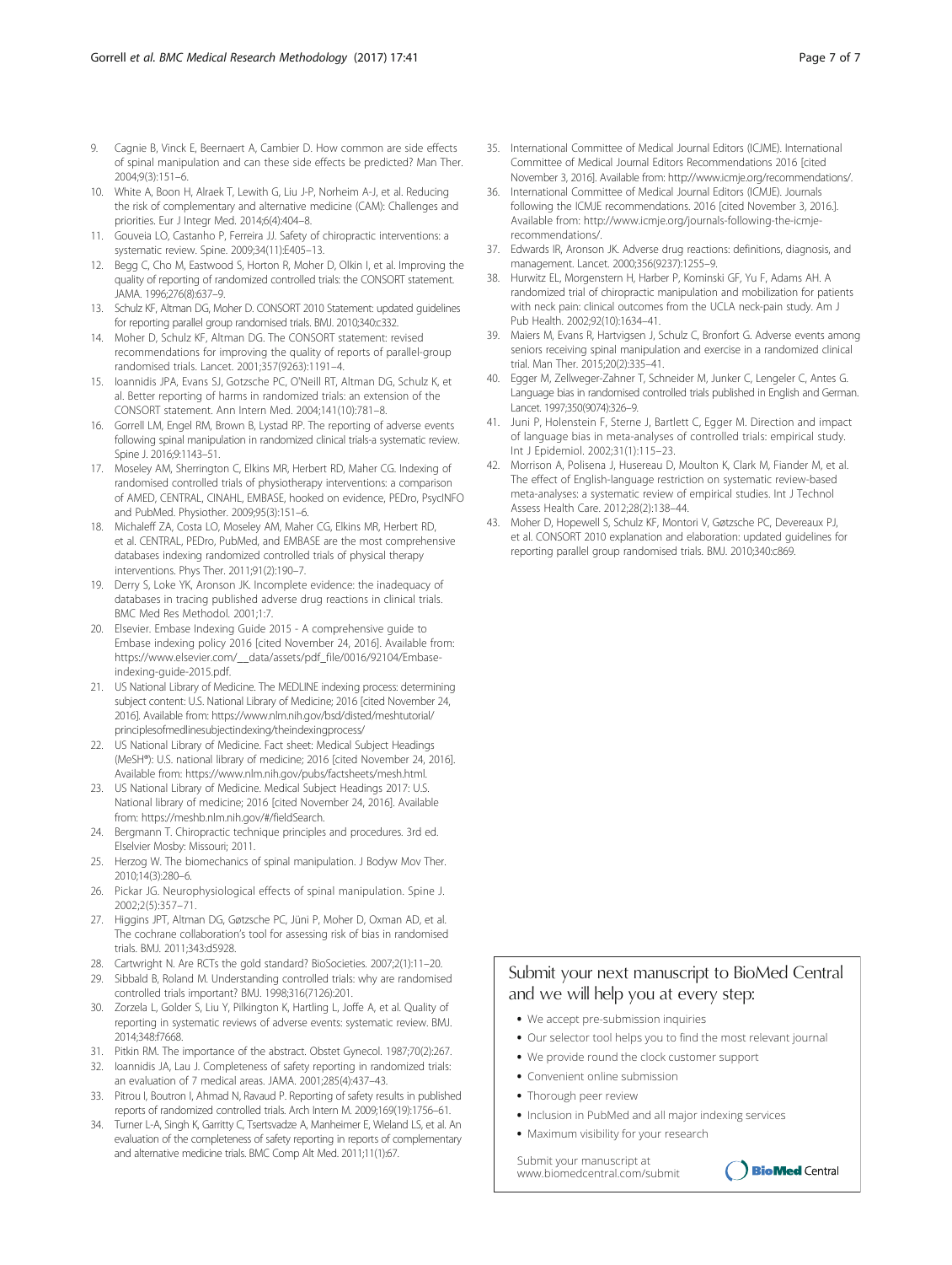9. Cagnie B, Vinck E, Beernaert A, Cambier D. How common are side effects of spinal manipulation and can these side effects be predicted? Man Ther. 2004;9(3):151–6.
10. White A, Boon H, Alraek T, Lewith G, Liu J-P, Norheim A-J, et al. Reducing the risk of complementary and alternative medicine (CAM): Challenges and priorities. Eur J Integr Med. 2014;6(4):404–8.
11. Gouveia LO, Castanho P, Ferreira JJ. Safety of chiropractic interventions: a systematic review. Spine. 2009;34(11):E405–13.
12. Begg C, Cho M, Eastwood S, Horton R, Moher D, Olkin I, et al. Improving the quality of reporting of randomized controlled trials: the CONSORT statement. JAMA. 1996;276(8):637–9.
13. Schulz KF, Altman DG, Moher D. CONSORT 2010 Statement: updated guidelines for reporting parallel group randomised trials. BMJ. 2010;340:c332.
14. Moher D, Schulz KF, Altman DG. The CONSORT statement: revised recommendations for improving the quality of reports of parallel-group randomised trials. Lancet. 2001;357(9263):1191–4.
15. Ioannidis JPA, Evans SJ, Gotzsche PC, O'Neill RT, Altman DG, Schulz K, et al. Better reporting of harms in randomized trials: an extension of the CONSORT statement. Ann Intern Med. 2004;141(10):781–8.
16. Gorrell LM, Engel RM, Brown B, Lystad RP. The reporting of adverse events following spinal manipulation in randomized clinical trials-a systematic review. Spine J. 2016;9:1143–51.
17. Moseley AM, Sherrington C, Elkins MR, Herbert RD, Maher CG. Indexing of randomised controlled trials of physiotherapy interventions: a comparison of AMED, CENTRAL, CINAHL, EMBASE, hooked on evidence, PEDro, PsycINFO and PubMed. Physiother. 2009;95(3):151–6.
18. Michaleff ZA, Costa LO, Moseley AM, Maher CG, Elkins MR, Herbert RD, et al. CENTRAL, PEDro, PubMed, and EMBASE are the most comprehensive databases indexing randomized controlled trials of physical therapy interventions. Phys Ther. 2011;91(2):190–7.
19. Derry S, Loke YK, Aronson JK. Incomplete evidence: the inadequacy of databases in tracing published adverse drug reactions in clinical trials. BMC Med Res Methodol. 2001;1:7.
20. Elsevier. Embase Indexing Guide 2015 - A comprehensive guide to Embase indexing policy 2016 [cited November 24, 2016]. Available from: https://www.elsevier.com/__data/assets/pdf_file/0016/92104/Embase-indexing-guide-2015.pdf.
21. US National Library of Medicine. The MEDLINE indexing process: determining subject content: U.S. National Library of Medicine; 2016 [cited November 24, 2016]. Available from: https://www.nlm.nih.gov/bsd/disted/meshtutorial/principlesofmedlinesubjectindexing/theindexingprocess/
22. US National Library of Medicine. Fact sheet: Medical Subject Headings (MeSH®): U.S. national library of medicine; 2016 [cited November 24, 2016]. Available from: https://www.nlm.nih.gov/pubs/factsheets/mesh.html.
23. US National Library of Medicine. Medical Subject Headings 2017: U.S. National library of medicine; 2016 [cited November 24, 2016]. Available from: https://meshb.nlm.nih.gov/#/fieldSearch.
24. Bergmann T. Chiropractic technique principles and procedures. 3rd ed. Elslevier Mosby: Missouri; 2011.
25. Herzog W. The biomechanics of spinal manipulation. J Bodyw Mov Ther. 2010;14(3):280–6.
26. Pickar JG. Neurophysiological effects of spinal manipulation. Spine J. 2002;2(5):357–71.
27. Higgins JPT, Altman DG, Gøtzsche PC, Jüni P, Moher D, Oxman AD, et al. The cochrane collaboration's tool for assessing risk of bias in randomised trials. BMJ. 2011;343:d5928.
28. Cartwright N. Are RCTs the gold standard? BioSocieties. 2007;2(1):11–20.
29. Sibbald B, Roland M. Understanding controlled trials: why are randomised controlled trials important? BMJ. 1998;316(7126):201.
30. Zorzela L, Golder S, Liu Y, Pilkington K, Hartling L, Joffe A, et al. Quality of reporting in systematic reviews of adverse events: systematic review. BMJ. 2014;348:f7668.
31. Pitkin RM. The importance of the abstract. Obstet Gynecol. 1987;70(2):267.
32. Ioannidis JA, Lau J. Completeness of safety reporting in randomized trials: an evaluation of 7 medical areas. JAMA. 2001;285(4):437–43.
33. Pitrou I, Boutron I, Ahmad N, Ravaud P. Reporting of safety results in published reports of randomized controlled trials. Arch Intern M. 2009;169(19):1756–61.
34. Turner L-A, Singh K, Garritty C, Tsertsvadze A, Manheimer E, Wieland LS, et al. An evaluation of the completeness of safety reporting in reports of complementary and alternative medicine trials. BMC Comp Alt Med. 2011;11(1):67.
35. International Committee of Medical Journal Editors (ICJME). International Committee of Medical Journal Editors Recommendations 2016 [cited November 3, 2016]. Available from: http://www.icmje.org/recommendations/.
36. International Committee of Medical Journal Editors (ICMJE). Journals following the ICMJE recommendations. 2016 [cited November 3, 2016.]. Available from: http://www.icmje.org/journals-following-the-icmje-recommendations/.
37. Edwards IR, Aronson JK. Adverse drug reactions: definitions, diagnosis, and management. Lancet. 2000;356(9237):1255–9.
38. Hurwitz EL, Morgenstern H, Harber P, Kominski GF, Yu F, Adams AH. A randomized trial of chiropractic manipulation and mobilization for patients with neck pain: clinical outcomes from the UCLA neck-pain study. Am J Pub Health. 2002;92(10):1634–41.
39. Maiers M, Evans R, Hartvigsen J, Schulz C, Bronfort G. Adverse events among seniors receiving spinal manipulation and exercise in a randomized clinical trial. Man Ther. 2015;20(2):335–41.
40. Egger M, Zellweger-Zahner T, Schneider M, Junker C, Lengeler C, Antes G. Language bias in randomised controlled trials published in English and German. Lancet. 1997;350(9074):326–9.
41. Juni P, Holenstein F, Sterne J, Bartlett C, Egger M. Direction and impact of language bias in meta-analyses of controlled trials: empirical study. Int J Epidemiol. 2002;31(1):115–23.
42. Morrison A, Polisena J, Husereau D, Moulton K, Clark M, Fiander M, et al. The effect of English-language restriction on systematic review-based meta-analyses: a systematic review of empirical studies. Int J Technol Assess Health Care. 2012;28(2):138–44.
43. Moher D, Hopewell S, Schulz KF, Montori V, Gøtzsche PC, Devereaux PJ, et al. CONSORT 2010 explanation and elaboration: updated guidelines for reporting parallel group randomised trials. BMJ. 2010;340:c869.

Submit your next manuscript to BioMed Central and we will help you at every step:

- We accept pre-submission inquiries
- Our selector tool helps you to find the most relevant journal
- We provide round the clock customer support
- Convenient online submission
- Thorough peer review
- Inclusion in PubMed and all major indexing services
- Maximum visibility for your research

Submit your manuscript at
www.biomedcentral.com/submit

BioMed Central